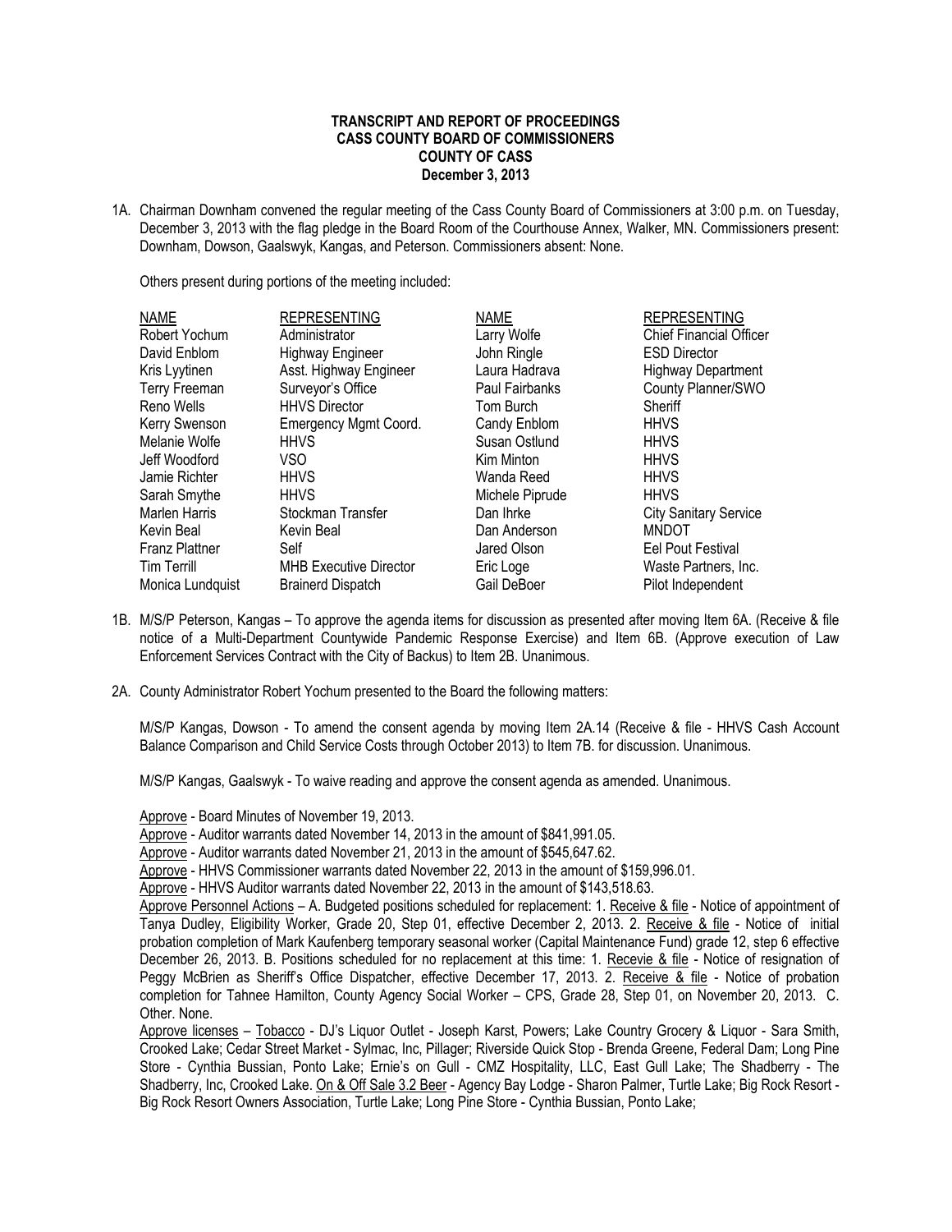**TRANSCRIPT AND REPORT OF PROCEEDINGS**
**CASS COUNTY BOARD OF COMMISSIONERS**
**COUNTY OF CASS**
**December 3, 2013**

1A. Chairman Downham convened the regular meeting of the Cass County Board of Commissioners at 3:00 p.m. on Tuesday, December 3, 2013 with the flag pledge in the Board Room of the Courthouse Annex, Walker, MN. Commissioners present: Downham, Dowson, Gaalswyk, Kangas, and Peterson. Commissioners absent: None.

Others present during portions of the meeting included:

| NAME | REPRESENTING | NAME | REPRESENTING |
|---|---|---|---|
| Robert Yochum | Administrator | Larry Wolfe | Chief Financial Officer |
| David Enblom | Highway Engineer | John Ringle | ESD Director |
| Kris Lyytinen | Asst. Highway Engineer | Laura Hadrava | Highway Department |
| Terry Freeman | Surveyor's Office | Paul Fairbanks | County Planner/SWO |
| Reno Wells | HHVS Director | Tom Burch | Sheriff |
| Kerry Swenson | Emergency Mgmt Coord. | Candy Enblom | HHVS |
| Melanie Wolfe | HHVS | Susan Ostlund | HHVS |
| Jeff Woodford | VSO | Kim Minton | HHVS |
| Jamie Richter | HHVS | Wanda Reed | HHVS |
| Sarah Smythe | HHVS | Michele Piprude | HHVS |
| Marlen Harris | Stockman Transfer | Dan Ihrke | City Sanitary Service |
| Kevin Beal | Kevin Beal | Dan Anderson | MNDOT |
| Franz Plattner | Self | Jared Olson | Eel Pout Festival |
| Tim Terrill | MHB Executive Director | Eric Loge | Waste Partners, Inc. |
| Monica Lundquist | Brainerd Dispatch | Gail DeBoer | Pilot Independent |

1B. M/S/P Peterson, Kangas – To approve the agenda items for discussion as presented after moving Item 6A. (Receive & file notice of a Multi-Department Countywide Pandemic Response Exercise) and Item 6B. (Approve execution of Law Enforcement Services Contract with the City of Backus) to Item 2B. Unanimous.

2A. County Administrator Robert Yochum presented to the Board the following matters:

M/S/P Kangas, Dowson - To amend the consent agenda by moving Item 2A.14 (Receive & file - HHVS Cash Account Balance Comparison and Child Service Costs through October 2013) to Item 7B. for discussion. Unanimous.

M/S/P Kangas, Gaalswyk - To waive reading and approve the consent agenda as amended. Unanimous.

Approve - Board Minutes of November 19, 2013.
Approve - Auditor warrants dated November 14, 2013 in the amount of $841,991.05.
Approve - Auditor warrants dated November 21, 2013 in the amount of $545,647.62.
Approve - HHVS Commissioner warrants dated November 22, 2013 in the amount of $159,996.01.
Approve - HHVS Auditor warrants dated November 22, 2013 in the amount of $143,518.63.
Approve Personnel Actions – A. Budgeted positions scheduled for replacement: 1. Receive & file - Notice of appointment of Tanya Dudley, Eligibility Worker, Grade 20, Step 01, effective December 2, 2013. 2. Receive & file - Notice of initial probation completion of Mark Kaufenberg temporary seasonal worker (Capital Maintenance Fund) grade 12, step 6 effective December 26, 2013. B. Positions scheduled for no replacement at this time: 1. Recevie & file - Notice of resignation of Peggy McBrien as Sheriff's Office Dispatcher, effective December 17, 2013. 2. Receive & file - Notice of probation completion for Tahnee Hamilton, County Agency Social Worker – CPS, Grade 28, Step 01, on November 20, 2013. C. Other. None.
Approve licenses – Tobacco - DJ's Liquor Outlet - Joseph Karst, Powers; Lake Country Grocery & Liquor - Sara Smith, Crooked Lake; Cedar Street Market - Sylmac, Inc, Pillager; Riverside Quick Stop - Brenda Greene, Federal Dam; Long Pine Store - Cynthia Bussian, Ponto Lake; Ernie's on Gull - CMZ Hospitality, LLC, East Gull Lake; The Shadberry - The Shadberry, Inc, Crooked Lake. On & Off Sale 3.2 Beer - Agency Bay Lodge - Sharon Palmer, Turtle Lake; Big Rock Resort - Big Rock Resort Owners Association, Turtle Lake; Long Pine Store - Cynthia Bussian, Ponto Lake;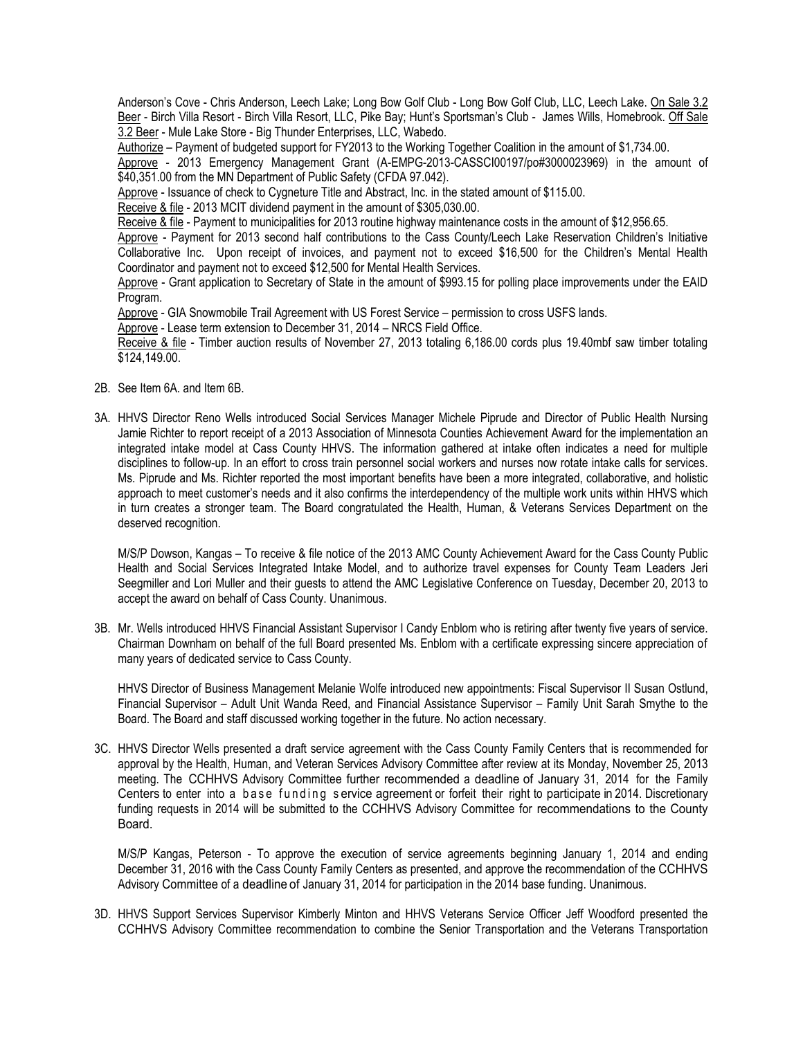Anderson's Cove - Chris Anderson, Leech Lake; Long Bow Golf Club - Long Bow Golf Club, LLC, Leech Lake. On Sale 3.2 Beer - Birch Villa Resort - Birch Villa Resort, LLC, Pike Bay; Hunt's Sportsman's Club - James Wills, Homebrook. Off Sale 3.2 Beer - Mule Lake Store - Big Thunder Enterprises, LLC, Wabedo.

Authorize – Payment of budgeted support for FY2013 to the Working Together Coalition in the amount of $1,734.00.

Approve - 2013 Emergency Management Grant (A-EMPG-2013-CASSCI00197/po#3000023969) in the amount of $40,351.00 from the MN Department of Public Safety (CFDA 97.042).

Approve - Issuance of check to Cygneture Title and Abstract, Inc. in the stated amount of $115.00.

Receive & file - 2013 MCIT dividend payment in the amount of $305,030.00.

Receive & file - Payment to municipalities for 2013 routine highway maintenance costs in the amount of $12,956.65.

Approve - Payment for 2013 second half contributions to the Cass County/Leech Lake Reservation Children's Initiative Collaborative Inc. Upon receipt of invoices, and payment not to exceed $16,500 for the Children's Mental Health Coordinator and payment not to exceed $12,500 for Mental Health Services.

Approve - Grant application to Secretary of State in the amount of $993.15 for polling place improvements under the EAID Program.

Approve - GIA Snowmobile Trail Agreement with US Forest Service – permission to cross USFS lands.

Approve - Lease term extension to December 31, 2014 – NRCS Field Office.

Receive & file - Timber auction results of November 27, 2013 totaling 6,186.00 cords plus 19.40mbf saw timber totaling $124,149.00.

2B. See Item 6A. and Item 6B.

3A. HHVS Director Reno Wells introduced Social Services Manager Michele Piprude and Director of Public Health Nursing Jamie Richter to report receipt of a 2013 Association of Minnesota Counties Achievement Award for the implementation an integrated intake model at Cass County HHVS. The information gathered at intake often indicates a need for multiple disciplines to follow-up. In an effort to cross train personnel social workers and nurses now rotate intake calls for services. Ms. Piprude and Ms. Richter reported the most important benefits have been a more integrated, collaborative, and holistic approach to meet customer's needs and it also confirms the interdependency of the multiple work units within HHVS which in turn creates a stronger team. The Board congratulated the Health, Human, & Veterans Services Department on the deserved recognition.

M/S/P Dowson, Kangas – To receive & file notice of the 2013 AMC County Achievement Award for the Cass County Public Health and Social Services Integrated Intake Model, and to authorize travel expenses for County Team Leaders Jeri Seegmiller and Lori Muller and their guests to attend the AMC Legislative Conference on Tuesday, December 20, 2013 to accept the award on behalf of Cass County. Unanimous.

3B. Mr. Wells introduced HHVS Financial Assistant Supervisor I Candy Enblom who is retiring after twenty five years of service. Chairman Downham on behalf of the full Board presented Ms. Enblom with a certificate expressing sincere appreciation of many years of dedicated service to Cass County.

HHVS Director of Business Management Melanie Wolfe introduced new appointments: Fiscal Supervisor II Susan Ostlund, Financial Supervisor – Adult Unit Wanda Reed, and Financial Assistance Supervisor – Family Unit Sarah Smythe to the Board. The Board and staff discussed working together in the future. No action necessary.

3C. HHVS Director Wells presented a draft service agreement with the Cass County Family Centers that is recommended for approval by the Health, Human, and Veteran Services Advisory Committee after review at its Monday, November 25, 2013 meeting. The CCHHVS Advisory Committee further recommended a deadline of January 31, 2014 for the Family Centers to enter into a base funding service agreement or forfeit their right to participate in 2014. Discretionary funding requests in 2014 will be submitted to the CCHHVS Advisory Committee for recommendations to the County Board.

M/S/P Kangas, Peterson - To approve the execution of service agreements beginning January 1, 2014 and ending December 31, 2016 with the Cass County Family Centers as presented, and approve the recommendation of the CCHHVS Advisory Committee of a deadline of January 31, 2014 for participation in the 2014 base funding. Unanimous.

3D. HHVS Support Services Supervisor Kimberly Minton and HHVS Veterans Service Officer Jeff Woodford presented the CCHHVS Advisory Committee recommendation to combine the Senior Transportation and the Veterans Transportation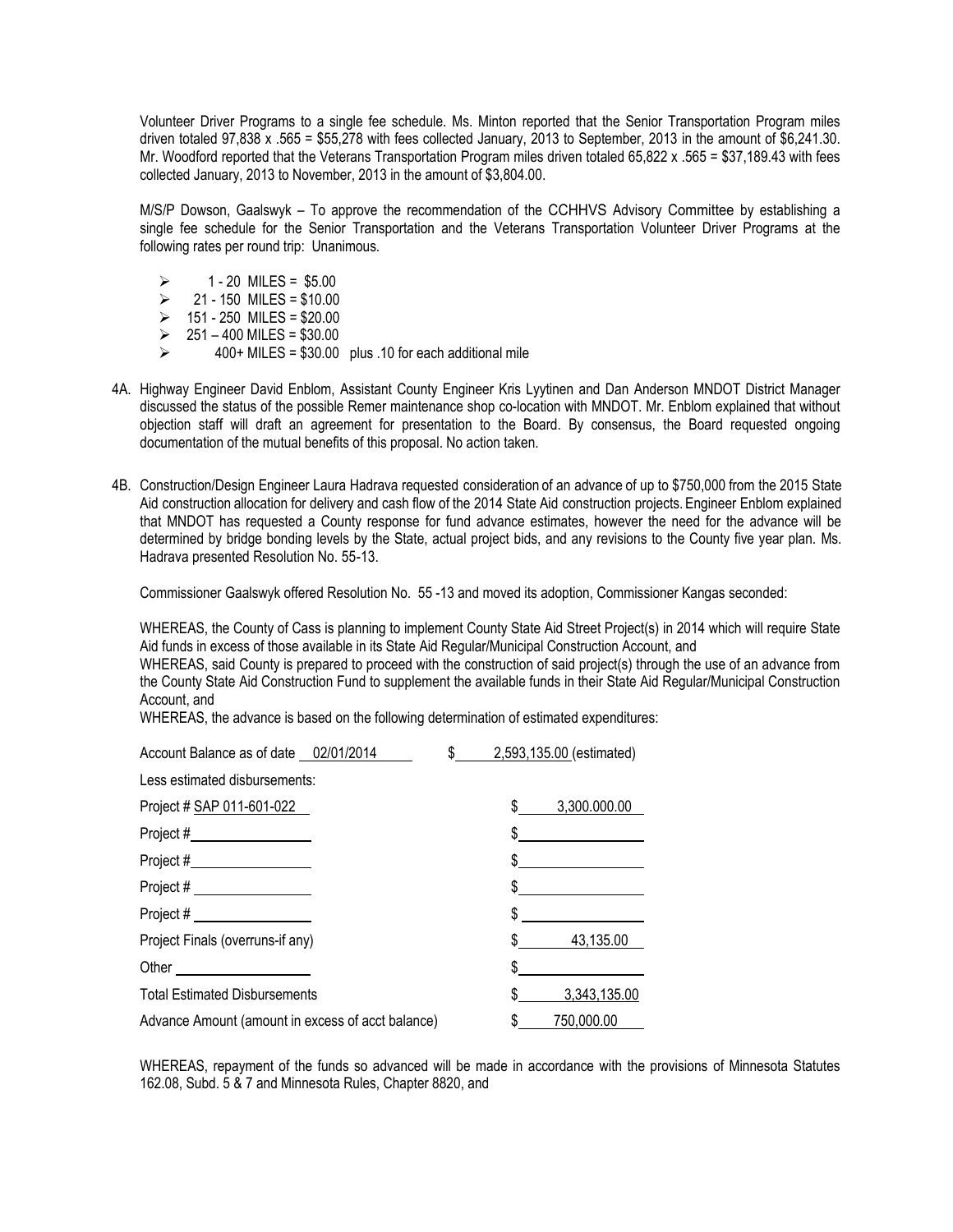Volunteer Driver Programs to a single fee schedule. Ms. Minton reported that the Senior Transportation Program miles driven totaled 97,838 x .565 = $55,278 with fees collected January, 2013 to September, 2013 in the amount of $6,241.30. Mr. Woodford reported that the Veterans Transportation Program miles driven totaled 65,822 x .565 = $37,189.43 with fees collected January, 2013 to November, 2013 in the amount of $3,804.00.

M/S/P Dowson, Gaalswyk – To approve the recommendation of the CCHHVS Advisory Committee by establishing a single fee schedule for the Senior Transportation and the Veterans Transportation Volunteer Driver Programs at the following rates per round trip: Unanimous.

- 1 - 20 MILES = $5.00
- 21 - 150 MILES = $10.00
- 151 - 250 MILES = $20.00
- 251 – 400 MILES = $30.00
- 400+ MILES = $30.00 plus .10 for each additional mile

4A. Highway Engineer David Enblom, Assistant County Engineer Kris Lyytinen and Dan Anderson MNDOT District Manager discussed the status of the possible Remer maintenance shop co-location with MNDOT. Mr. Enblom explained that without objection staff will draft an agreement for presentation to the Board. By consensus, the Board requested ongoing documentation of the mutual benefits of this proposal. No action taken.

4B. Construction/Design Engineer Laura Hadrava requested consideration of an advance of up to $750,000 from the 2015 State Aid construction allocation for delivery and cash flow of the 2014 State Aid construction projects. Engineer Enblom explained that MNDOT has requested a County response for fund advance estimates, however the need for the advance will be determined by bridge bonding levels by the State, actual project bids, and any revisions to the County five year plan. Ms. Hadrava presented Resolution No. 55-13.

Commissioner Gaalswyk offered Resolution No. 55 -13 and moved its adoption, Commissioner Kangas seconded:

WHEREAS, the County of Cass is planning to implement County State Aid Street Project(s) in 2014 which will require State Aid funds in excess of those available in its State Aid Regular/Municipal Construction Account, and
WHEREAS, said County is prepared to proceed with the construction of said project(s) through the use of an advance from the County State Aid Construction Fund to supplement the available funds in their State Aid Regular/Municipal Construction Account, and
WHEREAS, the advance is based on the following determination of estimated expenditures:

| | |
|---|---|
| Account Balance as of date 02/01/2014 | $ 2,593,135.00 (estimated) |
| Less estimated disbursements: | |
| Project # SAP 011-601-022 | $ 3,300.000.00 |
| Project # | $ |
| Project # | $ |
| Project # | $ |
| Project # | $ |
| Project Finals (overruns-if any) | $ 43,135.00 |
| Other | $ |
| Total Estimated Disbursements | $ 3,343,135.00 |
| Advance Amount (amount in excess of acct balance) | $ 750,000.00 |

WHEREAS, repayment of the funds so advanced will be made in accordance with the provisions of Minnesota Statutes 162.08, Subd. 5 & 7 and Minnesota Rules, Chapter 8820, and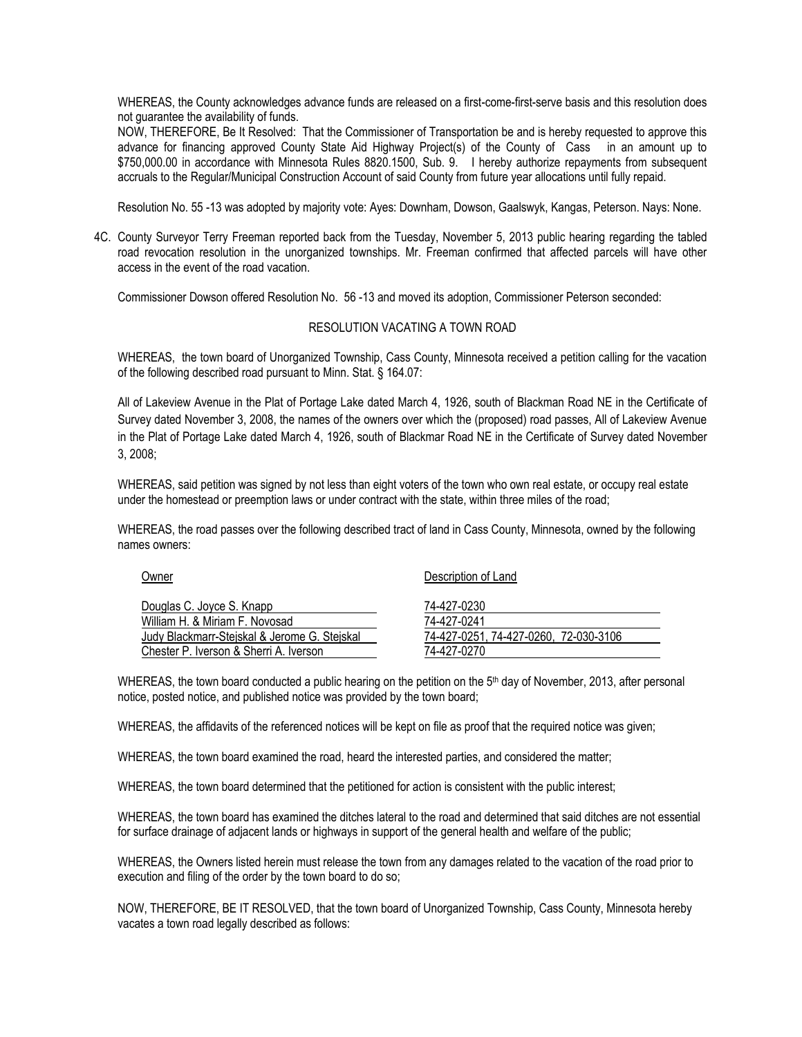WHEREAS, the County acknowledges advance funds are released on a first-come-first-serve basis and this resolution does not guarantee the availability of funds.

NOW, THEREFORE, Be It Resolved: That the Commissioner of Transportation be and is hereby requested to approve this advance for financing approved County State Aid Highway Project(s) of the County of Cass in an amount up to $750,000.00 in accordance with Minnesota Rules 8820.1500, Sub. 9. I hereby authorize repayments from subsequent accruals to the Regular/Municipal Construction Account of said County from future year allocations until fully repaid.

Resolution No. 55 -13 was adopted by majority vote: Ayes: Downham, Dowson, Gaalswyk, Kangas, Peterson. Nays: None.

4C. County Surveyor Terry Freeman reported back from the Tuesday, November 5, 2013 public hearing regarding the tabled road revocation resolution in the unorganized townships. Mr. Freeman confirmed that affected parcels will have other access in the event of the road vacation.

Commissioner Dowson offered Resolution No. 56 -13 and moved its adoption, Commissioner Peterson seconded:

RESOLUTION VACATING A TOWN ROAD

WHEREAS, the town board of Unorganized Township, Cass County, Minnesota received a petition calling for the vacation of the following described road pursuant to Minn. Stat. § 164.07:

All of Lakeview Avenue in the Plat of Portage Lake dated March 4, 1926, south of Blackman Road NE in the Certificate of Survey dated November 3, 2008, the names of the owners over which the (proposed) road passes, All of Lakeview Avenue in the Plat of Portage Lake dated March 4, 1926, south of Blackmar Road NE in the Certificate of Survey dated November 3, 2008;

WHEREAS, said petition was signed by not less than eight voters of the town who own real estate, or occupy real estate under the homestead or preemption laws or under contract with the state, within three miles of the road;

WHEREAS, the road passes over the following described tract of land in Cass County, Minnesota, owned by the following names owners:

| Owner | Description of Land |
|---|---|
| Douglas C. Joyce S. Knapp | 74-427-0230 |
| William H. & Miriam F. Novosad | 74-427-0241 |
| Judy Blackmarr-Stejskal & Jerome G. Stejskal | 74-427-0251, 74-427-0260, 72-030-3106 |
| Chester P. Iverson & Sherri A. Iverson | 74-427-0270 |

WHEREAS, the town board conducted a public hearing on the petition on the 5th day of November, 2013, after personal notice, posted notice, and published notice was provided by the town board;

WHEREAS, the affidavits of the referenced notices will be kept on file as proof that the required notice was given;

WHEREAS, the town board examined the road, heard the interested parties, and considered the matter;

WHEREAS, the town board determined that the petitioned for action is consistent with the public interest;

WHEREAS, the town board has examined the ditches lateral to the road and determined that said ditches are not essential for surface drainage of adjacent lands or highways in support of the general health and welfare of the public;

WHEREAS, the Owners listed herein must release the town from any damages related to the vacation of the road prior to execution and filing of the order by the town board to do so;

NOW, THEREFORE, BE IT RESOLVED, that the town board of Unorganized Township, Cass County, Minnesota hereby vacates a town road legally described as follows: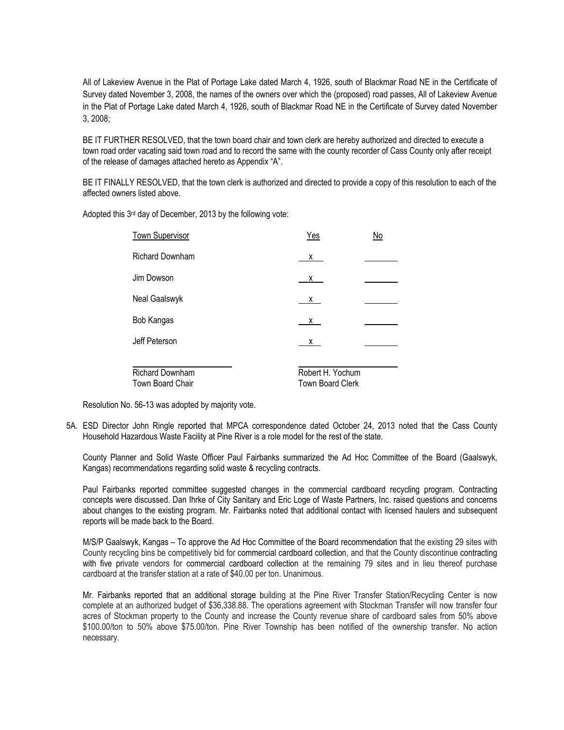All of Lakeview Avenue in the Plat of Portage Lake dated March 4, 1926, south of Blackmar Road NE in the Certificate of Survey dated November 3, 2008, the names of the owners over which the (proposed) road passes, All of Lakeview Avenue in the Plat of Portage Lake dated March 4, 1926, south of Blackmar Road NE in the Certificate of Survey dated November 3, 2008;

BE IT FURTHER RESOLVED, that the town board chair and town clerk are hereby authorized and directed to execute a town road order vacating said town road and to record the same with the county recorder of Cass County only after receipt of the release of damages attached hereto as Appendix "A".

BE IT FINALLY RESOLVED, that the town clerk is authorized and directed to provide a copy of this resolution to each of the affected owners listed above.

Adopted this 3rd day of December, 2013 by the following vote:

| Town Supervisor | Yes | No |
|---|---|---|
| Richard Downham | x | |
| Jim Dowson | x | |
| Neal Gaalswyk | x | |
| Bob Kangas | x | |
| Jeff Peterson | x | |

| | |
|---|---|
| Richard Downham<br>Town Board Chair | Robert H. Yochum<br>Town Board Clerk |

Resolution No. 56-13 was adopted by majority vote.

5A. ESD Director John Ringle reported that MPCA correspondence dated October 24, 2013 noted that the Cass County Household Hazardous Waste Facility at Pine River is a role model for the rest of the state.

County Planner and Solid Waste Officer Paul Fairbanks summarized the Ad Hoc Committee of the Board (Gaalswyk, Kangas) recommendations regarding solid waste & recycling contracts.

Paul Fairbanks reported committee suggested changes in the commercial cardboard recycling program. Contracting concepts were discussed. Dan Ihrke of City Sanitary and Eric Loge of Waste Partners, Inc. raised questions and concerns about changes to the existing program. Mr. Fairbanks noted that additional contact with licensed haulers and subsequent reports will be made back to the Board.

M/S/P Gaalswyk, Kangas – To approve the Ad Hoc Committee of the Board recommendation that the existing 29 sites with County recycling bins be competitively bid for commercial cardboard collection, and that the County discontinue contracting with five private vendors for commercial cardboard collection at the remaining 79 sites and in lieu thereof purchase cardboard at the transfer station at a rate of $40.00 per ton. Unanimous.

Mr. Fairbanks reported that an additional storage building at the Pine River Transfer Station/Recycling Center is now complete at an authorized budget of $36,338.88. The operations agreement with Stockman Transfer will now transfer four acres of Stockman property to the County and increase the County revenue share of cardboard sales from 50% above $100.00/ton to 50% above $75.00/ton. Pine River Township has been notified of the ownership transfer. No action necessary.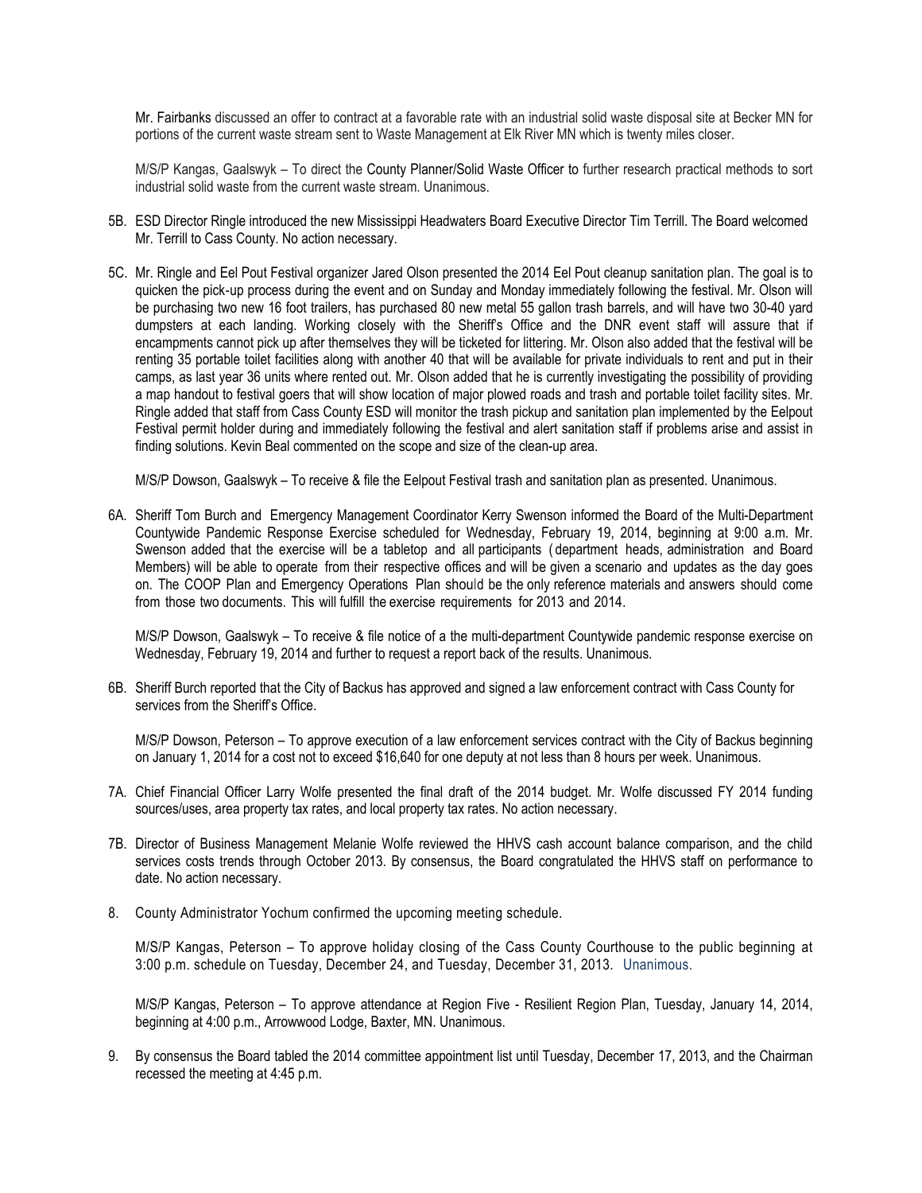Mr. Fairbanks discussed an offer to contract at a favorable rate with an industrial solid waste disposal site at Becker MN for portions of the current waste stream sent to Waste Management at Elk River MN which is twenty miles closer.

M/S/P Kangas, Gaalswyk – To direct the County Planner/Solid Waste Officer to further research practical methods to sort industrial solid waste from the current waste stream. Unanimous.

5B. ESD Director Ringle introduced the new Mississippi Headwaters Board Executive Director Tim Terrill. The Board welcomed Mr. Terrill to Cass County. No action necessary.

5C. Mr. Ringle and Eel Pout Festival organizer Jared Olson presented the 2014 Eel Pout cleanup sanitation plan. The goal is to quicken the pick-up process during the event and on Sunday and Monday immediately following the festival. Mr. Olson will be purchasing two new 16 foot trailers, has purchased 80 new metal 55 gallon trash barrels, and will have two 30-40 yard dumpsters at each landing. Working closely with the Sheriff's Office and the DNR event staff will assure that if encampments cannot pick up after themselves they will be ticketed for littering. Mr. Olson also added that the festival will be renting 35 portable toilet facilities along with another 40 that will be available for private individuals to rent and put in their camps, as last year 36 units where rented out. Mr. Olson added that he is currently investigating the possibility of providing a map handout to festival goers that will show location of major plowed roads and trash and portable toilet facility sites. Mr. Ringle added that staff from Cass County ESD will monitor the trash pickup and sanitation plan implemented by the Eelpout Festival permit holder during and immediately following the festival and alert sanitation staff if problems arise and assist in finding solutions. Kevin Beal commented on the scope and size of the clean-up area.

M/S/P Dowson, Gaalswyk – To receive & file the Eelpout Festival trash and sanitation plan as presented. Unanimous.

6A. Sheriff Tom Burch and Emergency Management Coordinator Kerry Swenson informed the Board of the Multi-Department Countywide Pandemic Response Exercise scheduled for Wednesday, February 19, 2014, beginning at 9:00 a.m. Mr. Swenson added that the exercise will be a tabletop and all participants (department heads, administration and Board Members) will be able to operate from their respective offices and will be given a scenario and updates as the day goes on. The COOP Plan and Emergency Operations Plan should be the only reference materials and answers should come from those two documents. This will fulfill the exercise requirements for 2013 and 2014.

M/S/P Dowson, Gaalswyk – To receive & file notice of a the multi-department Countywide pandemic response exercise on Wednesday, February 19, 2014 and further to request a report back of the results. Unanimous.

6B. Sheriff Burch reported that the City of Backus has approved and signed a law enforcement contract with Cass County for services from the Sheriff's Office.

M/S/P Dowson, Peterson – To approve execution of a law enforcement services contract with the City of Backus beginning on January 1, 2014 for a cost not to exceed $16,640 for one deputy at not less than 8 hours per week. Unanimous.

7A. Chief Financial Officer Larry Wolfe presented the final draft of the 2014 budget. Mr. Wolfe discussed FY 2014 funding sources/uses, area property tax rates, and local property tax rates. No action necessary.

7B. Director of Business Management Melanie Wolfe reviewed the HHVS cash account balance comparison, and the child services costs trends through October 2013. By consensus, the Board congratulated the HHVS staff on performance to date. No action necessary.

8. County Administrator Yochum confirmed the upcoming meeting schedule.

M/S/P Kangas, Peterson – To approve holiday closing of the Cass County Courthouse to the public beginning at 3:00 p.m. schedule on Tuesday, December 24, and Tuesday, December 31, 2013. Unanimous.

M/S/P Kangas, Peterson – To approve attendance at Region Five - Resilient Region Plan, Tuesday, January 14, 2014, beginning at 4:00 p.m., Arrowwood Lodge, Baxter, MN. Unanimous.

9. By consensus the Board tabled the 2014 committee appointment list until Tuesday, December 17, 2013, and the Chairman recessed the meeting at 4:45 p.m.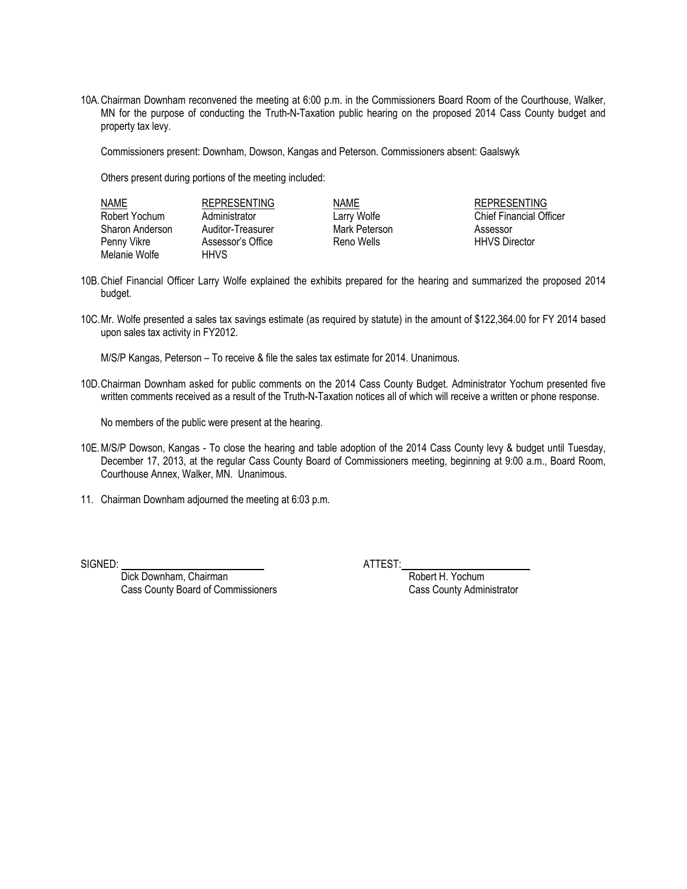10A. Chairman Downham reconvened the meeting at 6:00 p.m. in the Commissioners Board Room of the Courthouse, Walker, MN for the purpose of conducting the Truth-N-Taxation public hearing on the proposed 2014 Cass County budget and property tax levy.

Commissioners present: Downham, Dowson, Kangas and Peterson. Commissioners absent: Gaalswyk

Others present during portions of the meeting included:

| NAME | REPRESENTING | NAME | REPRESENTING |
|---|---|---|---|
| Robert Yochum | Administrator | Larry Wolfe | Chief Financial Officer |
| Sharon Anderson | Auditor-Treasurer | Mark Peterson | Assessor |
| Penny Vikre | Assessor's Office | Reno Wells | HHVS Director |
| Melanie Wolfe | HHVS | | |

10B. Chief Financial Officer Larry Wolfe explained the exhibits prepared for the hearing and summarized the proposed 2014 budget.

10C. Mr. Wolfe presented a sales tax savings estimate (as required by statute) in the amount of $122,364.00 for FY 2014 based upon sales tax activity in FY2012.

M/S/P Kangas, Peterson – To receive & file the sales tax estimate for 2014. Unanimous.

10D. Chairman Downham asked for public comments on the 2014 Cass County Budget. Administrator Yochum presented five written comments received as a result of the Truth-N-Taxation notices all of which will receive a written or phone response.

No members of the public were present at the hearing.

10E. M/S/P Dowson, Kangas - To close the hearing and table adoption of the 2014 Cass County levy & budget until Tuesday, December 17, 2013, at the regular Cass County Board of Commissioners meeting, beginning at 9:00 a.m., Board Room, Courthouse Annex, Walker, MN. Unanimous.

11. Chairman Downham adjourned the meeting at 6:03 p.m.

SIGNED: \_\_\_\_\_\_\_\_\_\_\_\_\_\_\_\_\_\_\_\_\_\_\_\_
Dick Downham, Chairman
Cass County Board of Commissioners

ATTEST: \_\_\_\_\_\_\_\_\_\_\_\_\_\_\_\_\_\_\_\_\_\_\_\_
Robert H. Yochum
Cass County Administrator